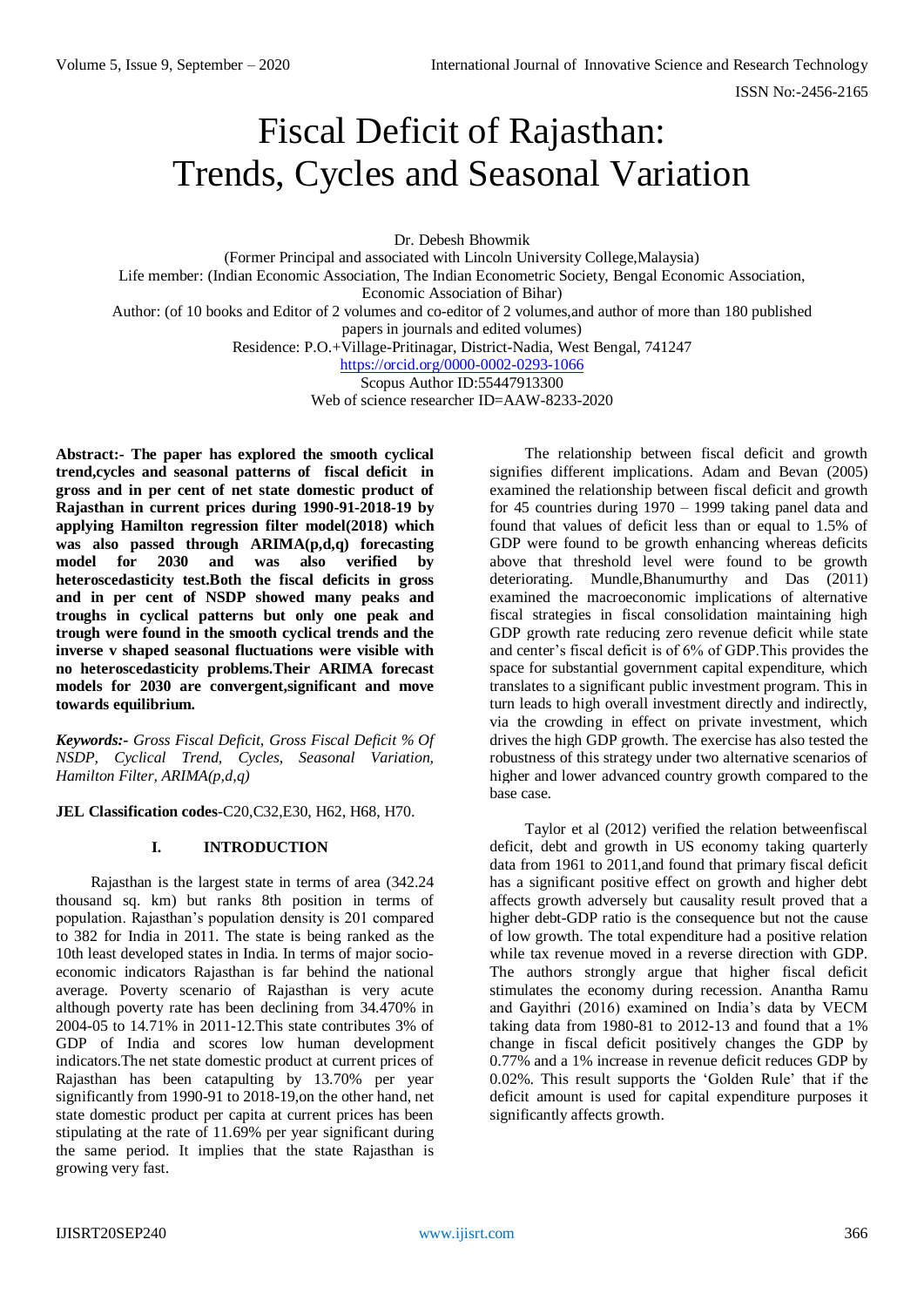# Fiscal Deficit of Rajasthan: Trends, Cycles and Seasonal Variation

Dr. Debesh Bhowmik

(Former Principal and associated with Lincoln University College,Malaysia)

Life member: (Indian Economic Association, The Indian Econometric Society, Bengal Economic Association, Economic Association of Bihar)

Author: (of 10 books and Editor of 2 volumes and co-editor of 2 volumes,and author of more than 180 published papers in journals and edited volumes)

Residence: P.O.+Village-Pritinagar, District-Nadia, West Bengal, 741247

https://orcid.org/0000-0002-0293-1066

Scopus Author ID:55447913300

Web of science researcher ID=AAW-8233-2020

**Abstract:- The paper has explored the smooth cyclical trend,cycles and seasonal patterns of fiscal deficit in gross and in per cent of net state domestic product of Rajasthan in current prices during 1990-91-2018-19 by applying Hamilton regression filter model(2018) which was also passed through ARIMA(p,d,q) forecasting model for 2030 and was also verified by heteroscedasticity test.Both the fiscal deficits in gross and in per cent of NSDP showed many peaks and troughs in cyclical patterns but only one peak and trough were found in the smooth cyclical trends and the inverse v shaped seasonal fluctuations were visible with no heteroscedasticity problems.Their ARIMA forecast models for 2030 are convergent,significant and move towards equilibrium.**

***Keywords:-*** *Gross Fiscal Deficit, Gross Fiscal Deficit % Of NSDP, Cyclical Trend, Cycles, Seasonal Variation, Hamilton Filter, ARIMA(p,d,q)*

**JEL Classification codes**-C20,C32,E30, H62, H68, H70.

## I. INTRODUCTION

Rajasthan is the largest state in terms of area (342.24 thousand sq. km) but ranks 8th position in terms of population. Rajasthan's population density is 201 compared to 382 for India in 2011. The state is being ranked as the 10th least developed states in India. In terms of major socio-economic indicators Rajasthan is far behind the national average. Poverty scenario of Rajasthan is very acute although poverty rate has been declining from 34.470% in 2004-05 to 14.71% in 2011-12.This state contributes 3% of GDP of India and scores low human development indicators.The net state domestic product at current prices of Rajasthan has been catapulting by 13.70% per year significantly from 1990-91 to 2018-19,on the other hand, net state domestic product per capita at current prices has been stipulating at the rate of 11.69% per year significant during the same period. It implies that the state Rajasthan is growing very fast.

The relationship between fiscal deficit and growth signifies different implications. Adam and Bevan (2005) examined the relationship between fiscal deficit and growth for 45 countries during 1970 – 1999 taking panel data and found that values of deficit less than or equal to 1.5% of GDP were found to be growth enhancing whereas deficits above that threshold level were found to be growth deteriorating. Mundle,Bhanumurthy and Das (2011) examined the macroeconomic implications of alternative fiscal strategies in fiscal consolidation maintaining high GDP growth rate reducing zero revenue deficit while state and center's fiscal deficit is of 6% of GDP.This provides the space for substantial government capital expenditure, which translates to a significant public investment program. This in turn leads to high overall investment directly and indirectly, via the crowding in effect on private investment, which drives the high GDP growth. The exercise has also tested the robustness of this strategy under two alternative scenarios of higher and lower advanced country growth compared to the base case.

Taylor et al (2012) verified the relation betweenfiscal deficit, debt and growth in US economy taking quarterly data from 1961 to 2011,and found that primary fiscal deficit has a significant positive effect on growth and higher debt affects growth adversely but causality result proved that a higher debt-GDP ratio is the consequence but not the cause of low growth. The total expenditure had a positive relation while tax revenue moved in a reverse direction with GDP. The authors strongly argue that higher fiscal deficit stimulates the economy during recession. Anantha Ramu and Gayithri (2016) examined on India's data by VECM taking data from 1980-81 to 2012-13 and found that a 1% change in fiscal deficit positively changes the GDP by 0.77% and a 1% increase in revenue deficit reduces GDP by 0.02%. This result supports the 'Golden Rule' that if the deficit amount is used for capital expenditure purposes it significantly affects growth.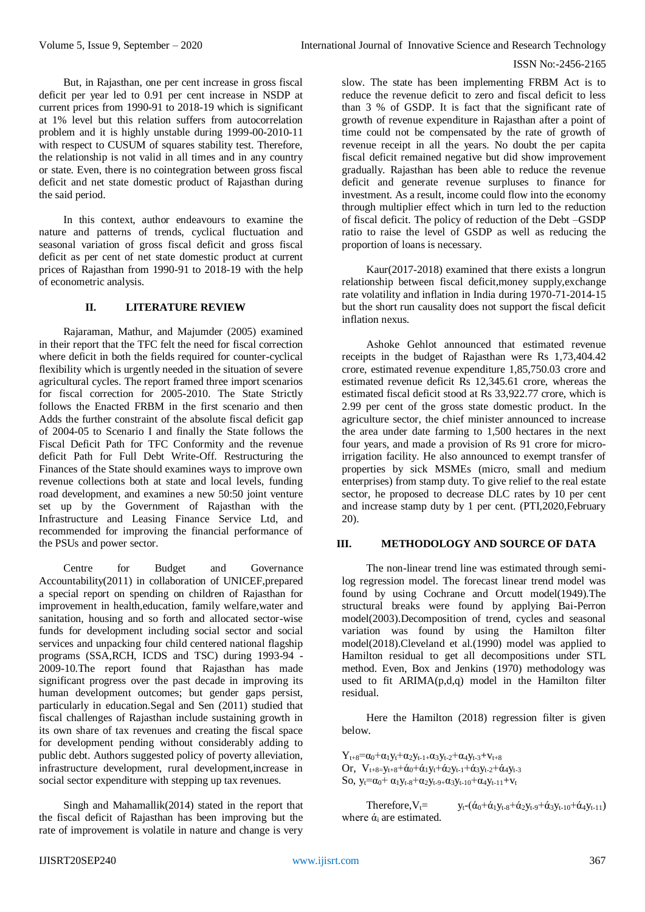But, in Rajasthan, one per cent increase in gross fiscal deficit per year led to 0.91 per cent increase in NSDP at current prices from 1990-91 to 2018-19 which is significant at 1% level but this relation suffers from autocorrelation problem and it is highly unstable during 1999-00-2010-11 with respect to CUSUM of squares stability test. Therefore, the relationship is not valid in all times and in any country or state. Even, there is no cointegration between gross fiscal deficit and net state domestic product of Rajasthan during the said period.

In this context, author endeavours to examine the nature and patterns of trends, cyclical fluctuation and seasonal variation of gross fiscal deficit and gross fiscal deficit as per cent of net state domestic product at current prices of Rajasthan from 1990-91 to 2018-19 with the help of econometric analysis.

## II. LITERATURE REVIEW

Rajaraman, Mathur, and Majumder (2005) examined in their report that the TFC felt the need for fiscal correction where deficit in both the fields required for counter-cyclical flexibility which is urgently needed in the situation of severe agricultural cycles. The report framed three import scenarios for fiscal correction for 2005-2010. The State Strictly follows the Enacted FRBM in the first scenario and then Adds the further constraint of the absolute fiscal deficit gap of 2004-05 to Scenario I and finally the State follows the Fiscal Deficit Path for TFC Conformity and the revenue deficit Path for Full Debt Write-Off. Restructuring the Finances of the State should examines ways to improve own revenue collections both at state and local levels, funding road development, and examines a new 50:50 joint venture set up by the Government of Rajasthan with the Infrastructure and Leasing Finance Service Ltd, and recommended for improving the financial performance of the PSUs and power sector.

Centre for Budget and Governance Accountability(2011) in collaboration of UNICEF,prepared a special report on spending on children of Rajasthan for improvement in health,education, family welfare,water and sanitation, housing and so forth and allocated sector-wise funds for development including social sector and social services and unpacking four child centered national flagship programs (SSA,RCH, ICDS and TSC) during 1993-94 - 2009-10.The report found that Rajasthan has made significant progress over the past decade in improving its human development outcomes; but gender gaps persist, particularly in education.Segal and Sen (2011) studied that fiscal challenges of Rajasthan include sustaining growth in its own share of tax revenues and creating the fiscal space for development pending without considerably adding to public debt. Authors suggested policy of poverty alleviation, infrastructure development, rural development,increase in social sector expenditure with stepping up tax revenues.

Singh and Mahamallik(2014) stated in the report that the fiscal deficit of Rajasthan has been improving but the rate of improvement is volatile in nature and change is very slow. The state has been implementing FRBM Act is to reduce the revenue deficit to zero and fiscal deficit to less than 3 % of GSDP. It is fact that the significant rate of growth of revenue expenditure in Rajasthan after a point of time could not be compensated by the rate of growth of revenue receipt in all the years. No doubt the per capita fiscal deficit remained negative but did show improvement gradually. Rajasthan has been able to reduce the revenue deficit and generate revenue surpluses to finance for investment. As a result, income could flow into the economy through multiplier effect which in turn led to the reduction of fiscal deficit. The policy of reduction of the Debt –GSDP ratio to raise the level of GSDP as well as reducing the proportion of loans is necessary.

Kaur(2017-2018) examined that there exists a longrun relationship between fiscal deficit,money supply,exchange rate volatility and inflation in India during 1970-71-2014-15 but the short run causality does not support the fiscal deficit inflation nexus.

Ashoke Gehlot announced that estimated revenue receipts in the budget of Rajasthan were Rs 1,73,404.42 crore, estimated revenue expenditure 1,85,750.03 crore and estimated revenue deficit Rs 12,345.61 crore, whereas the estimated fiscal deficit stood at Rs 33,922.77 crore, which is 2.99 per cent of the gross state domestic product. In the agriculture sector, the chief minister announced to increase the area under date farming to 1,500 hectares in the next four years, and made a provision of Rs 91 crore for micro-irrigation facility. He also announced to exempt transfer of properties by sick MSMEs (micro, small and medium enterprises) from stamp duty. To give relief to the real estate sector, he proposed to decrease DLC rates by 10 per cent and increase stamp duty by 1 per cent. (PTI,2020,February 20).

## III. METHODOLOGY AND SOURCE OF DATA

The non-linear trend line was estimated through semi-log regression model. The forecast linear trend model was found by using Cochrane and Orcutt model(1949).The structural breaks were found by applying Bai-Perron model(2003).Decomposition of trend, cycles and seasonal variation was found by using the Hamilton filter model(2018).Cleveland et al.(1990) model was applied to Hamilton residual to get all decompositions under STL method. Even, Box and Jenkins (1970) methodology was used to fit ARIMA(p,d,q) model in the Hamilton filter residual.

Here the Hamilton (2018) regression filter is given below.

$$Y_{t+8}=\alpha_0+\alpha_1 y_t+\alpha_2 y_{t-1}+\alpha_3 y_{t-2}+\alpha_4 y_{t-3}+v_{t+8}$$

$$\text{Or,}\quad V_{t+8}=y_{t+8}+\acute{\alpha}_0+\acute{\alpha}_1 y_t+\acute{\alpha}_2 y_{t-1}+\acute{\alpha}_3 y_{t-2}+\acute{\alpha}_4 y_{t-3}$$

$$\text{So,}\quad y_t=\alpha_0+\alpha_1 y_{t-8}+\alpha_2 y_{t-9}+\alpha_3 y_{t-10}+\alpha_4 y_{t-11}+v_t$$

$$\text{Therefore,}\quad V_t= y_t-(\acute{\alpha}_0+\acute{\alpha}_1 y_{t-8}+\acute{\alpha}_2 y_{t-9}+\acute{\alpha}_3 y_{t-10}+\acute{\alpha}_4 y_{t-11})$$

where $\acute{\alpha}_i$ are estimated.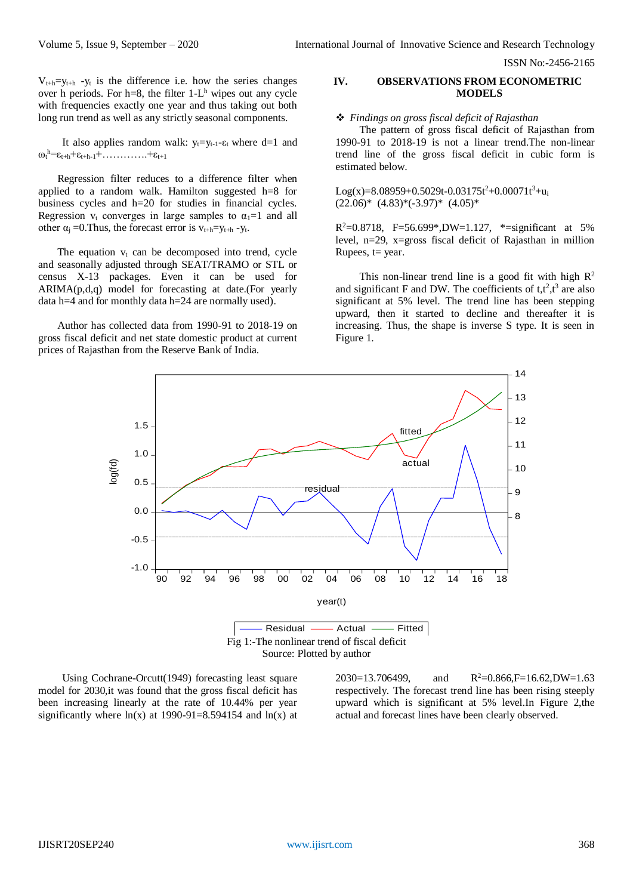$V_{t+h}=y_{t+h}-y_t$ is the difference i.e. how the series changes over h periods. For h=8, the filter $1-L^h$ wipes out any cycle with frequencies exactly one year and thus taking out both long run trend as well as any strictly seasonal components.

It also applies random walk: $y_t=y_{t-1}-\varepsilon_t$ where d=1 and $\omega_t^h=\varepsilon_{t+h}+\varepsilon_{t+h-1}+\ldots\ldots\ldots\ldots+\varepsilon_{t+1}$

Regression filter reduces to a difference filter when applied to a random walk. Hamilton suggested h=8 for business cycles and h=20 for studies in financial cycles. Regression $v_t$ converges in large samples to $\alpha_1=1$ and all other $\alpha_j=0$.Thus, the forecast error is $v_{t+h}=y_{t+h}-y_t$.

The equation $v_t$ can be decomposed into trend, cycle and seasonally adjusted through SEAT/TRAMO or STL or census X-13 packages. Even it can be used for ARIMA(p,d,q) model for forecasting at date.(For yearly data h=4 and for monthly data h=24 are normally used).

Author has collected data from 1990-91 to 2018-19 on gross fiscal deficit and net state domestic product at current prices of Rajasthan from the Reserve Bank of India.

## IV. OBSERVATIONS FROM ECONOMETRIC MODELS

❖ *Findings on gross fiscal deficit of Rajasthan*

The pattern of gross fiscal deficit of Rajasthan from 1990-91 to 2018-19 is not a linear trend.The non-linear trend line of the gross fiscal deficit in cubic form is estimated below.

$$\text{Log}(x)=8.08959+0.5029t-0.03175t^2+0.00071t^3+u_i$$
(22.06)* (4.83)*(-3.97)* (4.05)*

$R^2$=0.8718, F=56.699*,DW=1.127, *=significant at 5% level, n=29, x=gross fiscal deficit of Rajasthan in million Rupees, t= year.

This non-linear trend line is a good fit with high $R^2$ and significant F and DW. The coefficients of $t,t^2,t^3$ are also significant at 5% level. The trend line has been stepping upward, then it started to decline and thereafter it is increasing. Thus, the shape is inverse S type. It is seen in Figure 1.

Fig 1:-The nonlinear trend of fiscal deficit
Source: Plotted by author

Using Cochrane-Orcutt(1949) forecasting least square model for 2030,it was found that the gross fiscal deficit has been increasing linearly at the rate of 10.44% per year significantly where ln(x) at 1990-91=8.594154 and ln(x) at 2030=13.706499, and $R^2$=0.866,F=16.62,DW=1.63 respectively. The forecast trend line has been rising steeply upward which is significant at 5% level.In Figure 2,the actual and forecast lines have been clearly observed.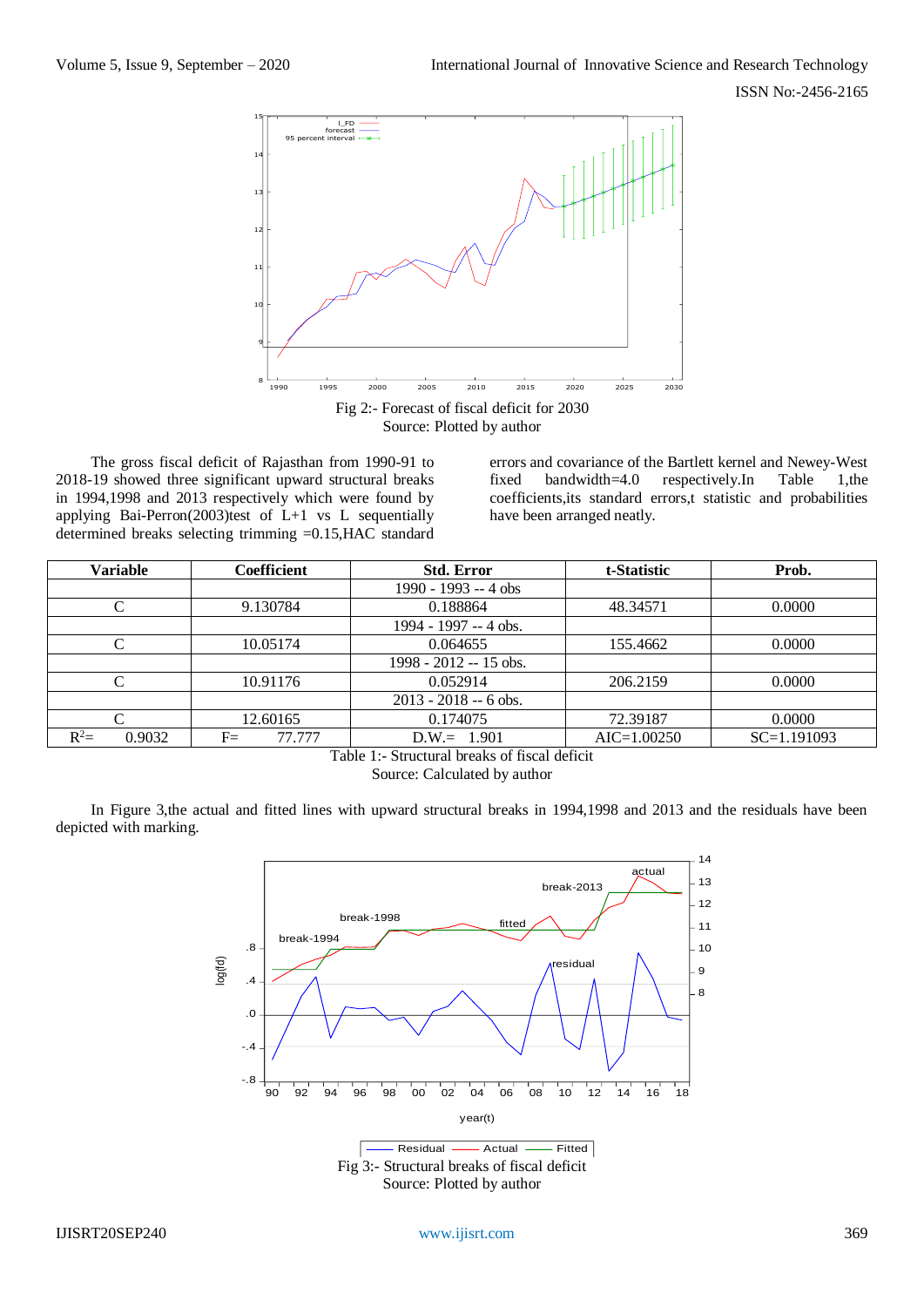Fig 2:- Forecast of fiscal deficit for 2030
Source: Plotted by author

The gross fiscal deficit of Rajasthan from 1990-91 to 2018-19 showed three significant upward structural breaks in 1994,1998 and 2013 respectively which were found by applying Bai-Perron(2003)test of L+1 vs L sequentially determined breaks selecting trimming =0.15,HAC standard errors and covariance of the Bartlett kernel and Newey-West fixed bandwidth=4.0 respectively.In Table 1,the coefficients,its standard errors,t statistic and probabilities have been arranged neatly.

| Variable | Coefficient | Std. Error | t-Statistic | Prob. |
|---|---|---|---|---|
| | | 1990 - 1993 -- 4 obs | | |
| C | 9.130784 | 0.188864 | 48.34571 | 0.0000 |
| | | 1994 - 1997 -- 4 obs. | | |
| C | 10.05174 | 0.064655 | 155.4662 | 0.0000 |
| | | 1998 - 2012 -- 15 obs. | | |
| C | 10.91176 | 0.052914 | 206.2159 | 0.0000 |
| | | 2013 - 2018 -- 6 obs. | | |
| C | 12.60165 | 0.174075 | 72.39187 | 0.0000 |
| $R^2$= 0.9032 | F= 77.777 | D.W.= 1.901 | AIC=1.00250 | SC=1.191093 |

Table 1:- Structural breaks of fiscal deficit
Source: Calculated by author

In Figure 3,the actual and fitted lines with upward structural breaks in 1994,1998 and 2013 and the residuals have been depicted with marking.

Fig 3:- Structural breaks of fiscal deficit
Source: Plotted by author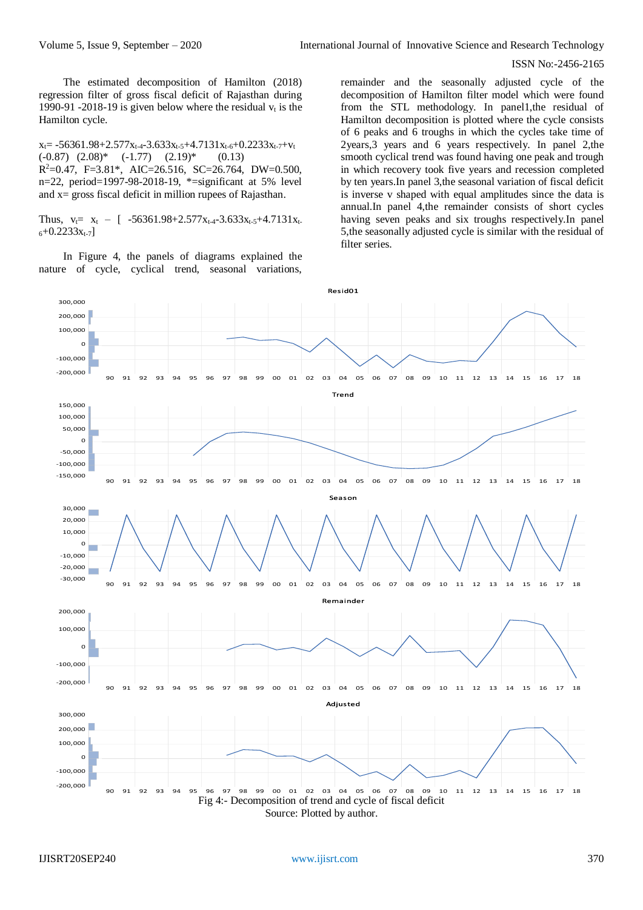The estimated decomposition of Hamilton (2018) regression filter of gross fiscal deficit of Rajasthan during 1990-91 -2018-19 is given below where the residual $v_t$ is the Hamilton cycle.

$$x_t = -56361.98 + 2.577x_{t-4} - 3.633x_{t-5} + 4.7131x_{t-6} + 0.2233x_{t-7} + v_t$$

(-0.87) (2.08)* (-1.77) (2.19)* (0.13)

$R^2$=0.47, F=3.81*, AIC=26.516, SC=26.764, DW=0.500, n=22, period=1997-98-2018-19, *=significant at 5% level and x= gross fiscal deficit in million rupees of Rajasthan.

Thus, $v_t = x_t - [-56361.98 + 2.577x_{t-4} - 3.633x_{t-5} + 4.7131x_{t-6} + 0.2233x_{t-7}]$

In Figure 4, the panels of diagrams explained the nature of cycle, cyclical trend, seasonal variations, remainder and the seasonally adjusted cycle of the decomposition of Hamilton filter model which were found from the STL methodology. In panel1,the residual of Hamilton decomposition is plotted where the cycle consists of 6 peaks and 6 troughs in which the cycles take time of 2years,3 years and 6 years respectively. In panel 2,the smooth cyclical trend was found having one peak and trough in which recovery took five years and recession completed by ten years.In panel 3,the seasonal variation of fiscal deficit is inverse v shaped with equal amplitudes since the data is annual.In panel 4,the remainder consists of short cycles having seven peaks and six troughs respectively.In panel 5,the seasonally adjusted cycle is similar with the residual of filter series.

Fig 4:- Decomposition of trend and cycle of fiscal deficit
Source: Plotted by author.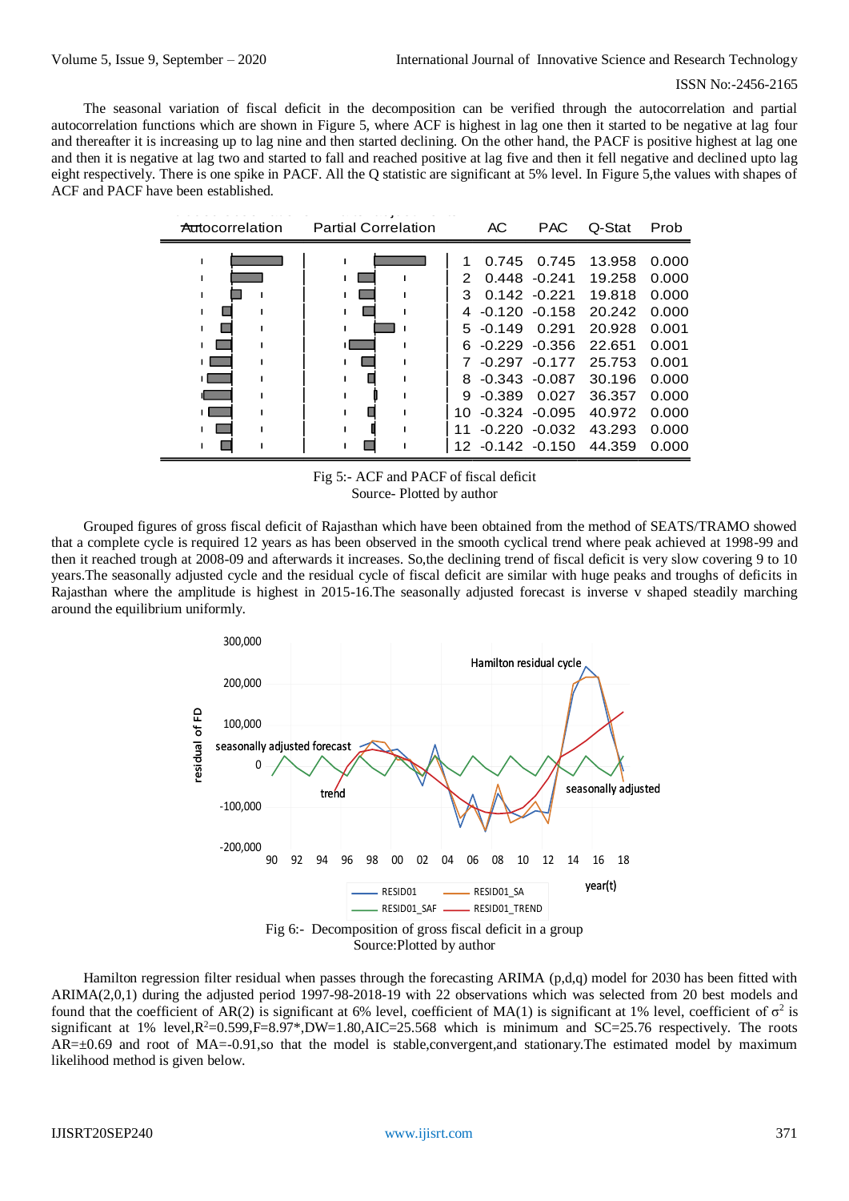The seasonal variation of fiscal deficit in the decomposition can be verified through the autocorrelation and partial autocorrelation functions which are shown in Figure 5, where ACF is highest in lag one then it started to be negative at lag four and thereafter it is increasing up to lag nine and then started declining. On the other hand, the PACF is positive highest at lag one and then it is negative at lag two and started to fall and reached positive at lag five and then it fell negative and declined upto lag eight respectively. There is one spike in PACF. All the Q statistic are significant at 5% level. In Figure 5,the values with shapes of ACF and PACF have been established.

| Autocorrelation | Partial Correlation | | AC | PAC | Q-Stat | Prob |
|---|---|---|---|---|---|---|
| | | 1 | 0.745 | 0.745 | 13.958 | 0.000 |
| | | 2 | 0.448 | -0.241 | 19.258 | 0.000 |
| | | 3 | 0.142 | -0.221 | 19.818 | 0.000 |
| | | 4 | -0.120 | -0.158 | 20.242 | 0.000 |
| | | 5 | -0.149 | 0.291 | 20.928 | 0.001 |
| | | 6 | -0.229 | -0.356 | 22.651 | 0.001 |
| | | 7 | -0.297 | -0.177 | 25.753 | 0.001 |
| | | 8 | -0.343 | -0.087 | 30.196 | 0.000 |
| | | 9 | -0.389 | 0.027 | 36.357 | 0.000 |
| | | 10 | -0.324 | -0.095 | 40.972 | 0.000 |
| | | 11 | -0.220 | -0.032 | 43.293 | 0.000 |
| | | 12 | -0.142 | -0.150 | 44.359 | 0.000 |

Fig 5:- ACF and PACF of fiscal deficit
Source- Plotted by author

Grouped figures of gross fiscal deficit of Rajasthan which have been obtained from the method of SEATS/TRAMO showed that a complete cycle is required 12 years as has been observed in the smooth cyclical trend where peak achieved at 1998-99 and then it reached trough at 2008-09 and afterwards it increases. So,the declining trend of fiscal deficit is very slow covering 9 to 10 years.The seasonally adjusted cycle and the residual cycle of fiscal deficit are similar with huge peaks and troughs of deficits in Rajasthan where the amplitude is highest in 2015-16.The seasonally adjusted forecast is inverse v shaped steadily marching around the equilibrium uniformly.

Fig 6:- Decomposition of gross fiscal deficit in a group
Source:Plotted by author

Hamilton regression filter residual when passes through the forecasting ARIMA (p,d,q) model for 2030 has been fitted with ARIMA(2,0,1) during the adjusted period 1997-98-2018-19 with 22 observations which was selected from 20 best models and found that the coefficient of AR(2) is significant at 6% level, coefficient of MA(1) is significant at 1% level, coefficient of $\sigma^2$ is significant at 1% level,$R^2$=0.599,F=8.97*,DW=1.80,AIC=25.568 which is minimum and SC=25.76 respectively. The roots AR=±0.69 and root of MA=-0.91,so that the model is stable,convergent,and stationary.The estimated model by maximum likelihood method is given below.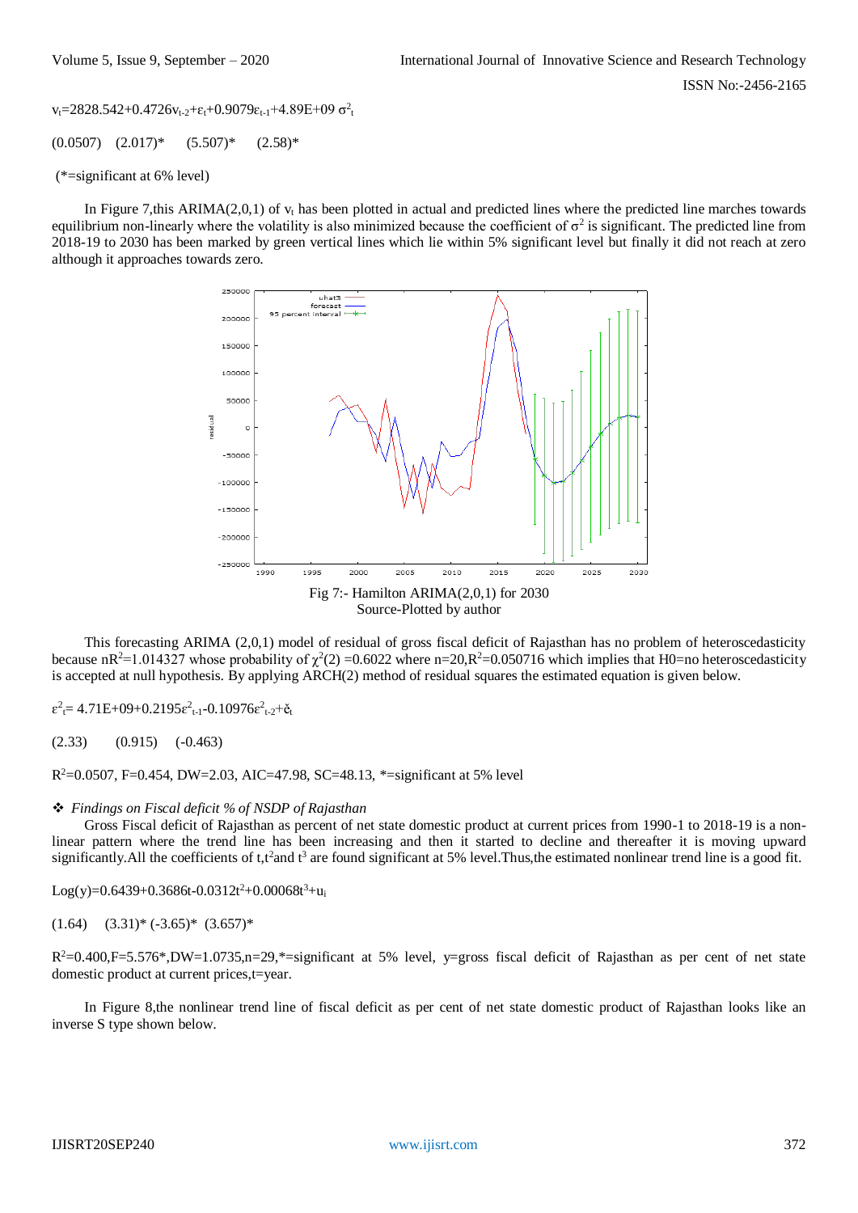$v_t$=2828.542+0.4726$v_{t-2}$+$\varepsilon_t$+0.9079$\varepsilon_{t-1}$+4.89E+09 $\sigma^2_t$

(0.0507) (2.017)* (5.507)* (2.58)*

(*=significant at 6% level)

In Figure 7,this ARIMA(2,0,1) of $v_t$ has been plotted in actual and predicted lines where the predicted line marches towards equilibrium non-linearly where the volatility is also minimized because the coefficient of $\sigma^2$ is significant. The predicted line from 2018-19 to 2030 has been marked by green vertical lines which lie within 5% significant level but finally it did not reach at zero although it approaches towards zero.

Fig 7:- Hamilton ARIMA(2,0,1) for 2030
Source-Plotted by author

This forecasting ARIMA (2,0,1) model of residual of gross fiscal deficit of Rajasthan has no problem of heteroscedasticity because $nR^2$=1.014327 whose probability of $\chi^2(2)$ =0.6022 where n=20,$R^2$=0.050716 which implies that H0=no heteroscedasticity is accepted at null hypothesis. By applying ARCH(2) method of residual squares the estimated equation is given below.

$\varepsilon^2_t$= 4.71E+09+0.2195$\varepsilon^2_{t-1}$-0.10976$\varepsilon^2_{t-2}$+$\check{e}_t$

(2.33) (0.915) (-0.463)

$R^2$=0.0507, F=0.454, DW=2.03, AIC=47.98, SC=48.13, *=significant at 5% level

❖ *Findings on Fiscal deficit % of NSDP of Rajasthan*

Gross Fiscal deficit of Rajasthan as percent of net state domestic product at current prices from 1990-1 to 2018-19 is a non-linear pattern where the trend line has been increasing and then it started to decline and thereafter it is moving upward significantly.All the coefficients of t,$t^2$and $t^3$ are found significant at 5% level.Thus,the estimated nonlinear trend line is a good fit.

Log(y)=0.6439+0.3686t-0.0312$t^2$+0.00068$t^3$+$u_i$

(1.64) (3.31)* (-3.65)* (3.657)*

$R^2$=0.400,F=5.576*,DW=1.0735,n=29,*=significant at 5% level, y=gross fiscal deficit of Rajasthan as per cent of net state domestic product at current prices,t=year.

In Figure 8,the nonlinear trend line of fiscal deficit as per cent of net state domestic product of Rajasthan looks like an inverse S type shown below.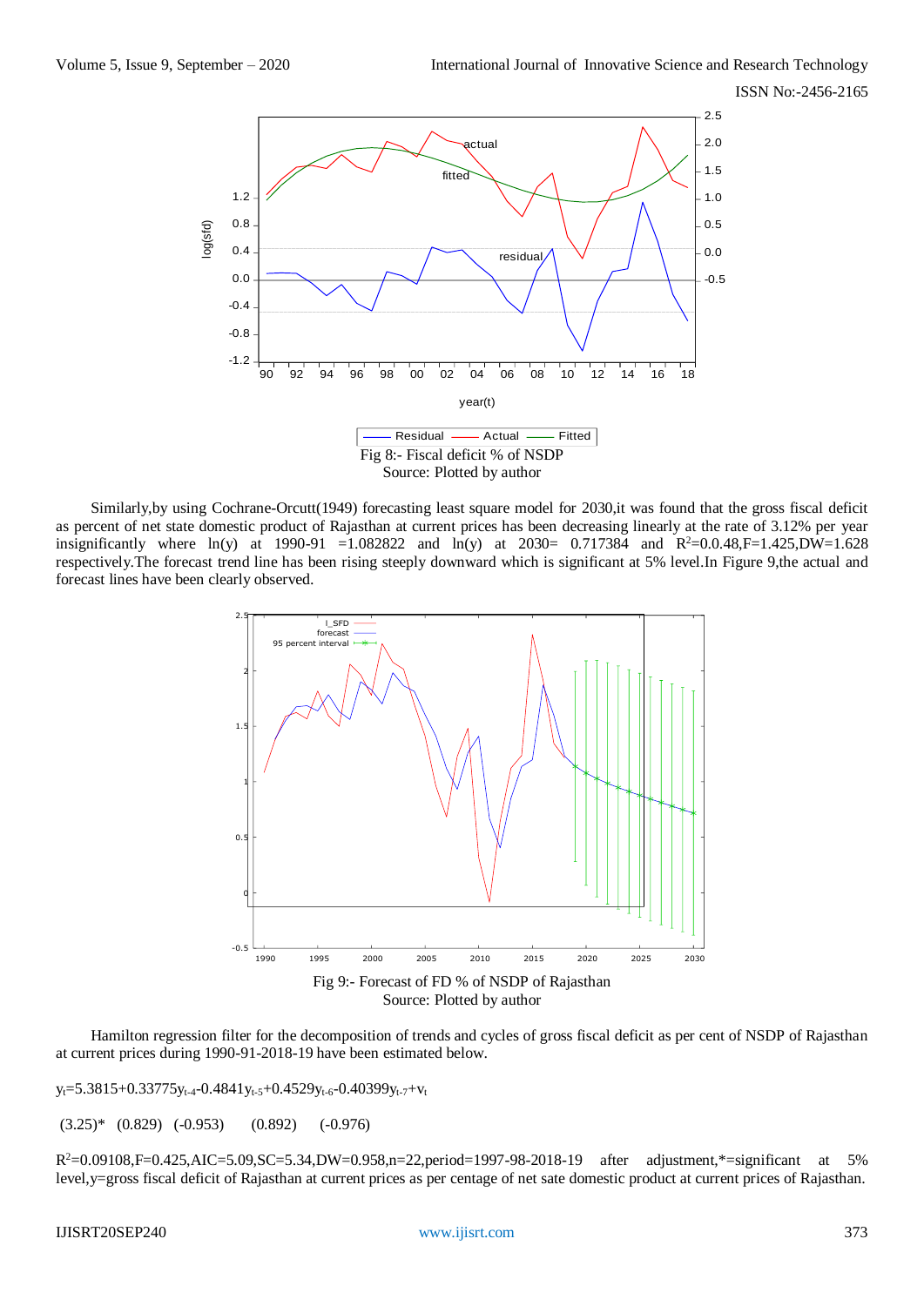Fig 8:- Fiscal deficit % of NSDP
Source: Plotted by author

Similarly,by using Cochrane-Orcutt(1949) forecasting least square model for 2030,it was found that the gross fiscal deficit as percent of net state domestic product of Rajasthan at current prices has been decreasing linearly at the rate of 3.12% per year insignificantly where ln(y) at 1990-91 =1.082822 and ln(y) at 2030= 0.717384 and $R^2$=0.0.48,F=1.425,DW=1.628 respectively.The forecast trend line has been rising steeply downward which is significant at 5% level.In Figure 9,the actual and forecast lines have been clearly observed.

Fig 9:- Forecast of FD % of NSDP of Rajasthan
Source: Plotted by author

Hamilton regression filter for the decomposition of trends and cycles of gross fiscal deficit as per cent of NSDP of Rajasthan at current prices during 1990-91-2018-19 have been estimated below.

$$y_t=5.3815+0.33775y_{t-4}-0.4841y_{t-5}+0.4529y_{t-6}-0.40399y_{t-7}+v_t$$

(3.25)* (0.829) (-0.953) (0.892) (-0.976)

$R^2$=0.09108,F=0.425,AIC=5.09,SC=5.34,DW=0.958,n=22,period=1997-98-2018-19 after adjustment,*=significant at 5% level,y=gross fiscal deficit of Rajasthan at current prices as per centage of net sate domestic product at current prices of Rajasthan.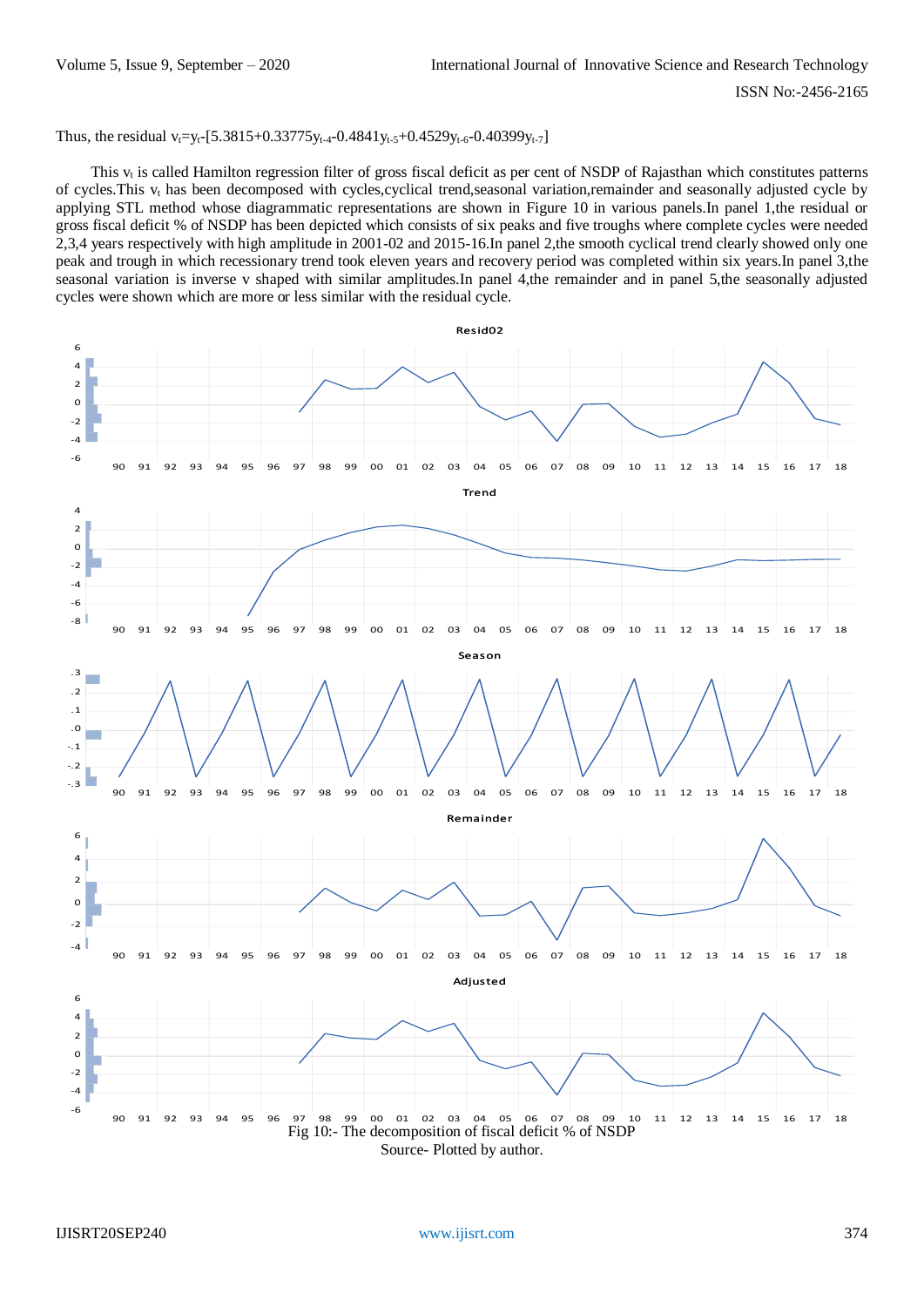Thus, the residual $v_t=y_t-[5.3815+0.33775y_{t-4}-0.4841y_{t-5}+0.4529y_{t-6}-0.40399y_{t-7}]$

This $v_t$ is called Hamilton regression filter of gross fiscal deficit as per cent of NSDP of Rajasthan which constitutes patterns of cycles.This $v_t$ has been decomposed with cycles,cyclical trend,seasonal variation,remainder and seasonally adjusted cycle by applying STL method whose diagrammatic representations are shown in Figure 10 in various panels.In panel 1,the residual or gross fiscal deficit % of NSDP has been depicted which consists of six peaks and five troughs where complete cycles were needed 2,3,4 years respectively with high amplitude in 2001-02 and 2015-16.In panel 2,the smooth cyclical trend clearly showed only one peak and trough in which recessionary trend took eleven years and recovery period was completed within six years.In panel 3,the seasonal variation is inverse v shaped with similar amplitudes.In panel 4,the remainder and in panel 5,the seasonally adjusted cycles were shown which are more or less similar with the residual cycle.

Fig 10:- The decomposition of fiscal deficit % of NSDP

Source- Plotted by author.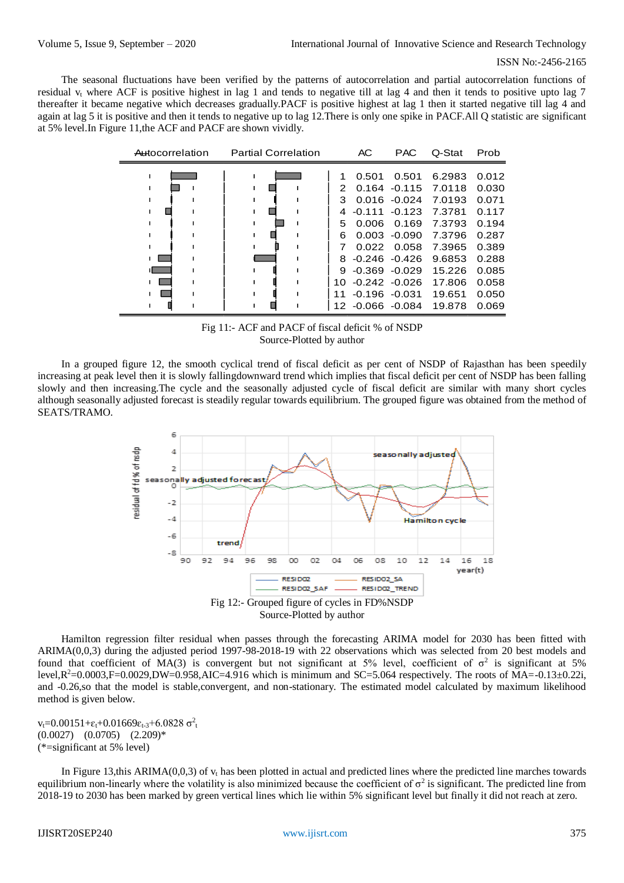The seasonal fluctuations have been verified by the patterns of autocorrelation and partial autocorrelation functions of residual $v_t$ where ACF is positive highest in lag 1 and tends to negative till at lag 4 and then it tends to positive upto lag 7 thereafter it became negative which decreases gradually.PACF is positive highest at lag 1 then it started negative till lag 4 and again at lag 5 it is positive and then it tends to negative up to lag 12.There is only one spike in PACF.All Q statistic are significant at 5% level.In Figure 11,the ACF and PACF are shown vividly.

| Lag | AC | PAC | Q-Stat | Prob |
|---|---|---|---|---|
| 1 | 0.501 | 0.501 | 6.2983 | 0.012 |
| 2 | 0.164 | -0.115 | 7.0118 | 0.030 |
| 3 | 0.016 | -0.024 | 7.0193 | 0.071 |
| 4 | -0.111 | -0.123 | 7.3781 | 0.117 |
| 5 | 0.006 | 0.169 | 7.3793 | 0.194 |
| 6 | 0.003 | -0.090 | 7.3796 | 0.287 |
| 7 | 0.022 | 0.058 | 7.3965 | 0.389 |
| 8 | -0.246 | -0.426 | 9.6853 | 0.288 |
| 9 | -0.369 | -0.029 | 15.226 | 0.085 |
| 10 | -0.242 | -0.026 | 17.806 | 0.058 |
| 11 | -0.196 | -0.031 | 19.651 | 0.050 |
| 12 | -0.066 | -0.084 | 19.878 | 0.069 |

Fig 11:- ACF and PACF of fiscal deficit % of NSDP
Source-Plotted by author

In a grouped figure 12, the smooth cyclical trend of fiscal deficit as per cent of NSDP of Rajasthan has been speedily increasing at peak level then it is slowly fallingdownward trend which implies that fiscal deficit per cent of NSDP has been falling slowly and then increasing.The cycle and the seasonally adjusted cycle of fiscal deficit are similar with many short cycles although seasonally adjusted forecast is steadily regular towards equilibrium. The grouped figure was obtained from the method of SEATS/TRAMO.

Fig 12:- Grouped figure of cycles in FD%NSDP
Source-Plotted by author

Hamilton regression filter residual when passes through the forecasting ARIMA model for 2030 has been fitted with ARIMA(0,0,3) during the adjusted period 1997-98-2018-19 with 22 observations which was selected from 20 best models and found that coefficient of MA(3) is convergent but not significant at 5% level, coefficient of $\sigma^2$ is significant at 5% level,$R^2$=0.0003,F=0.0029,DW=0.958,AIC=4.916 which is minimum and SC=5.064 respectively. The roots of MA=-0.13±0.22i, and -0.26,so that the model is stable,convergent, and non-stationary. The estimated model calculated by maximum likelihood method is given below.

$v_t$=0.00151+$\varepsilon_t$+0.01669$\varepsilon_{t-3}$+6.0828 $\sigma^2_t$
(0.0027) (0.0705) (2.209)*
(*=significant at 5% level)

In Figure 13,this ARIMA(0,0,3) of $v_t$ has been plotted in actual and predicted lines where the predicted line marches towards equilibrium non-linearly where the volatility is also minimized because the coefficient of $\sigma^2$ is significant. The predicted line from 2018-19 to 2030 has been marked by green vertical lines which lie within 5% significant level but finally it did not reach at zero.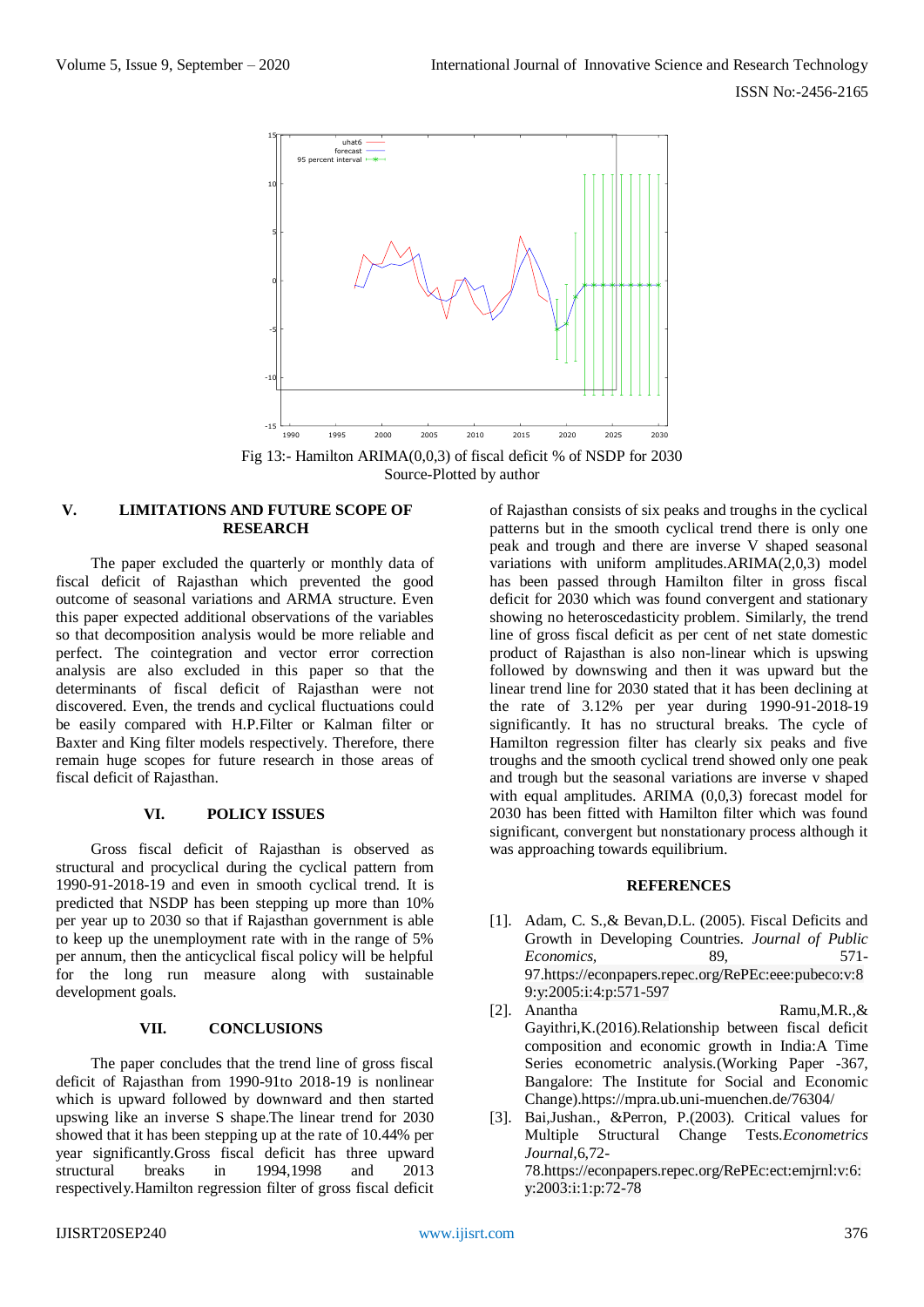Fig 13:- Hamilton ARIMA(0,0,3) of fiscal deficit % of NSDP for 2030
Source-Plotted by author

## V. LIMITATIONS AND FUTURE SCOPE OF RESEARCH

The paper excluded the quarterly or monthly data of fiscal deficit of Rajasthan which prevented the good outcome of seasonal variations and ARMA structure. Even this paper expected additional observations of the variables so that decomposition analysis would be more reliable and perfect. The cointegration and vector error correction analysis are also excluded in this paper so that the determinants of fiscal deficit of Rajasthan were not discovered. Even, the trends and cyclical fluctuations could be easily compared with H.P.Filter or Kalman filter or Baxter and King filter models respectively. Therefore, there remain huge scopes for future research in those areas of fiscal deficit of Rajasthan.

## VI. POLICY ISSUES

Gross fiscal deficit of Rajasthan is observed as structural and procyclical during the cyclical pattern from 1990-91-2018-19 and even in smooth cyclical trend. It is predicted that NSDP has been stepping up more than 10% per year up to 2030 so that if Rajasthan government is able to keep up the unemployment rate with in the range of 5% per annum, then the anticyclical fiscal policy will be helpful for the long run measure along with sustainable development goals.

## VII. CONCLUSIONS

The paper concludes that the trend line of gross fiscal deficit of Rajasthan from 1990-91to 2018-19 is nonlinear which is upward followed by downward and then started upswing like an inverse S shape.The linear trend for 2030 showed that it has been stepping up at the rate of 10.44% per year significantly.Gross fiscal deficit has three upward structural breaks in 1994,1998 and 2013 respectively.Hamilton regression filter of gross fiscal deficit of Rajasthan consists of six peaks and troughs in the cyclical patterns but in the smooth cyclical trend there is only one peak and trough and there are inverse V shaped seasonal variations with uniform amplitudes.ARIMA(2,0,3) model has been passed through Hamilton filter in gross fiscal deficit for 2030 which was found convergent and stationary showing no heteroscedasticity problem. Similarly, the trend line of gross fiscal deficit as per cent of net state domestic product of Rajasthan is also non-linear which is upswing followed by downswing and then it was upward but the linear trend line for 2030 stated that it has been declining at the rate of 3.12% per year during 1990-91-2018-19 significantly. It has no structural breaks. The cycle of Hamilton regression filter has clearly six peaks and five troughs and the smooth cyclical trend showed only one peak and trough but the seasonal variations are inverse v shaped with equal amplitudes. ARIMA (0,0,3) forecast model for 2030 has been fitted with Hamilton filter which was found significant, convergent but nonstationary process although it was approaching towards equilibrium.

## REFERENCES

[1]. Adam, C. S.,& Bevan,D.L. (2005). Fiscal Deficits and Growth in Developing Countries. *Journal of Public Economics*, 89, 571-97.https://econpapers.repec.org/RePEc:eee:pubeco:v:89:y:2005:i:4:p:571-597

[2]. Anantha Ramu,M.R.,& Gayithri,K.(2016).Relationship between fiscal deficit composition and economic growth in India:A Time Series econometric analysis.(Working Paper -367, Bangalore: The Institute for Social and Economic Change).https://mpra.ub.uni-muenchen.de/76304/

[3]. Bai,Jushan., &Perron, P.(2003). Critical values for Multiple Structural Change Tests.*Econometrics Journal*,6,72-78.https://econpapers.repec.org/RePEc:ect:emjrnl:v:6:y:2003:i:1:p:72-78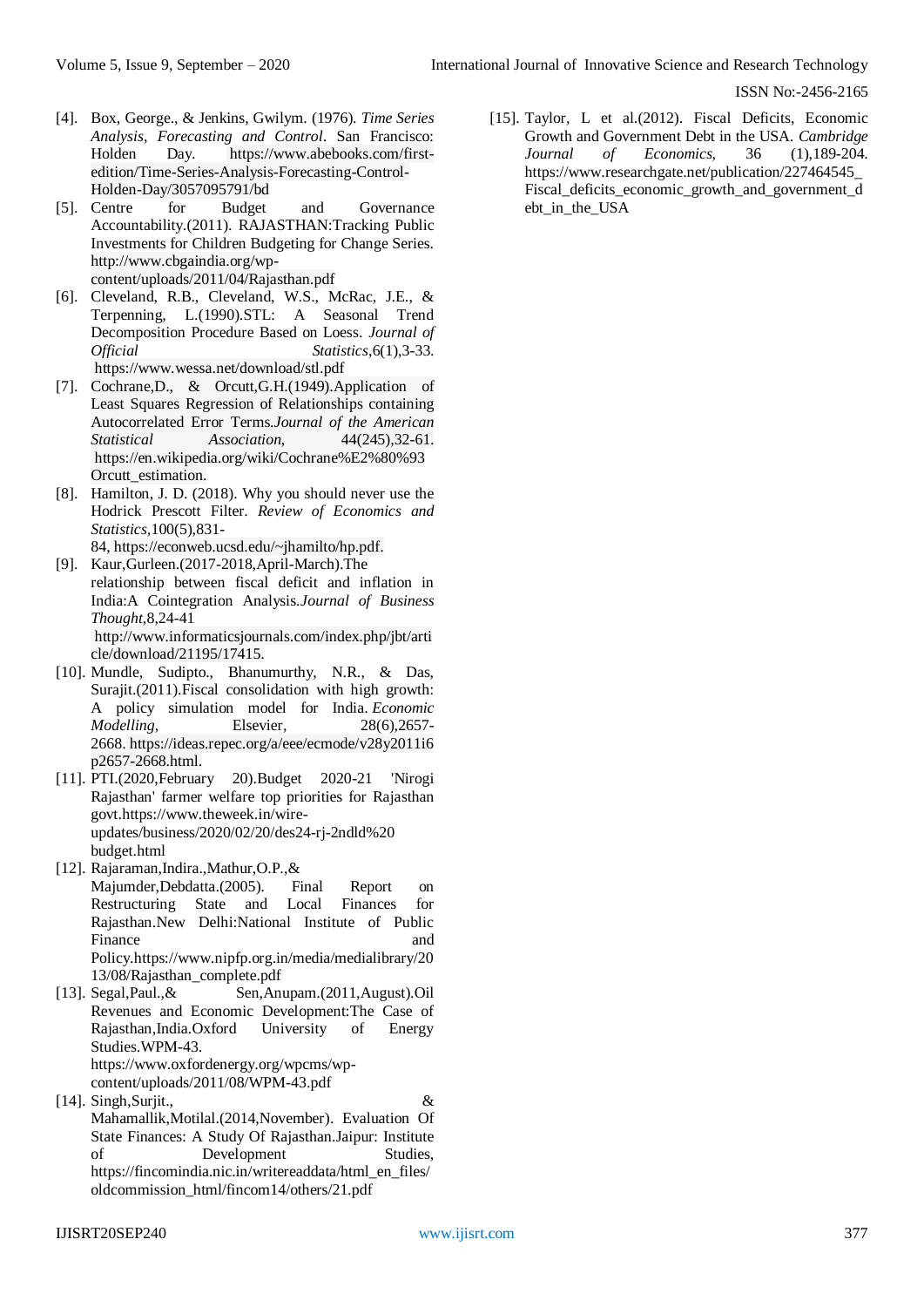[4]. Box, George., & Jenkins, Gwilym. (1976). *Time Series Analysis, Forecasting and Control*. San Francisco: Holden Day. https://www.abebooks.com/first-edition/Time-Series-Analysis-Forecasting-Control-Holden-Day/3057095791/bd

[5]. Centre for Budget and Governance Accountability.(2011). RAJASTHAN:Tracking Public Investments for Children Budgeting for Change Series. http://www.cbgaindia.org/wp-content/uploads/2011/04/Rajasthan.pdf

[6]. Cleveland, R.B., Cleveland, W.S., McRac, J.E., & Terpenning, L.(1990).STL: A Seasonal Trend Decomposition Procedure Based on Loess. *Journal of Official Statistics*,6(1),3-33. https://www.wessa.net/download/stl.pdf

[7]. Cochrane,D., & Orcutt,G.H.(1949).Application of Least Squares Regression of Relationships containing Autocorrelated Error Terms.*Journal of the American Statistical Association*, 44(245),32-61. https://en.wikipedia.org/wiki/Cochrane%E2%80%93Orcutt_estimation.

[8]. Hamilton, J. D. (2018). Why you should never use the Hodrick Prescott Filter. *Review of Economics and Statistics*,100(5),831-84, https://econweb.ucsd.edu/~jhamilto/hp.pdf.

[9]. Kaur,Gurleen.(2017-2018,April-March).The relationship between fiscal deficit and inflation in India:A Cointegration Analysis.*Journal of Business Thought*,8,24-41 http://www.informaticsjournals.com/index.php/jbt/article/download/21195/17415.

[10]. Mundle, Sudipto., Bhanumurthy, N.R., & Das, Surajit.(2011).Fiscal consolidation with high growth: A policy simulation model for India. *Economic Modelling*, Elsevier, 28(6),2657-2668. https://ideas.repec.org/a/eee/ecmode/v28y2011i6p2657-2668.html.

[11]. PTI.(2020,February 20).Budget 2020-21 'Nirogi Rajasthan' farmer welfare top priorities for Rajasthan govt.https://www.theweek.in/wire-updates/business/2020/02/20/des24-rj-2ndld%20budget.html

[12]. Rajaraman,Indira.,Mathur,O.P.,& Majumder,Debdatta.(2005). Final Report on Restructuring State and Local Finances for Rajasthan.New Delhi:National Institute of Public Finance and Policy.https://www.nipfp.org.in/media/medialibrary/2013/08/Rajasthan_complete.pdf

[13]. Segal,Paul.,& Sen,Anupam.(2011,August).Oil Revenues and Economic Development:The Case of Rajasthan,India.Oxford University of Energy Studies.WPM-43. https://www.oxfordenergy.org/wpcms/wp-content/uploads/2011/08/WPM-43.pdf

[14]. Singh,Surjit., & Mahamallik,Motilal.(2014,November). Evaluation Of State Finances: A Study Of Rajasthan.Jaipur: Institute of Development Studies, https://fincomindia.nic.in/writereaddata/html_en_files/oldcommission_html/fincom14/others/21.pdf

[15]. Taylor, L et al.(2012). Fiscal Deficits, Economic Growth and Government Debt in the USA. *Cambridge Journal of Economics*, 36 (1),189-204. https://www.researchgate.net/publication/227464545_Fiscal_deficits_economic_growth_and_government_debt_in_the_USA